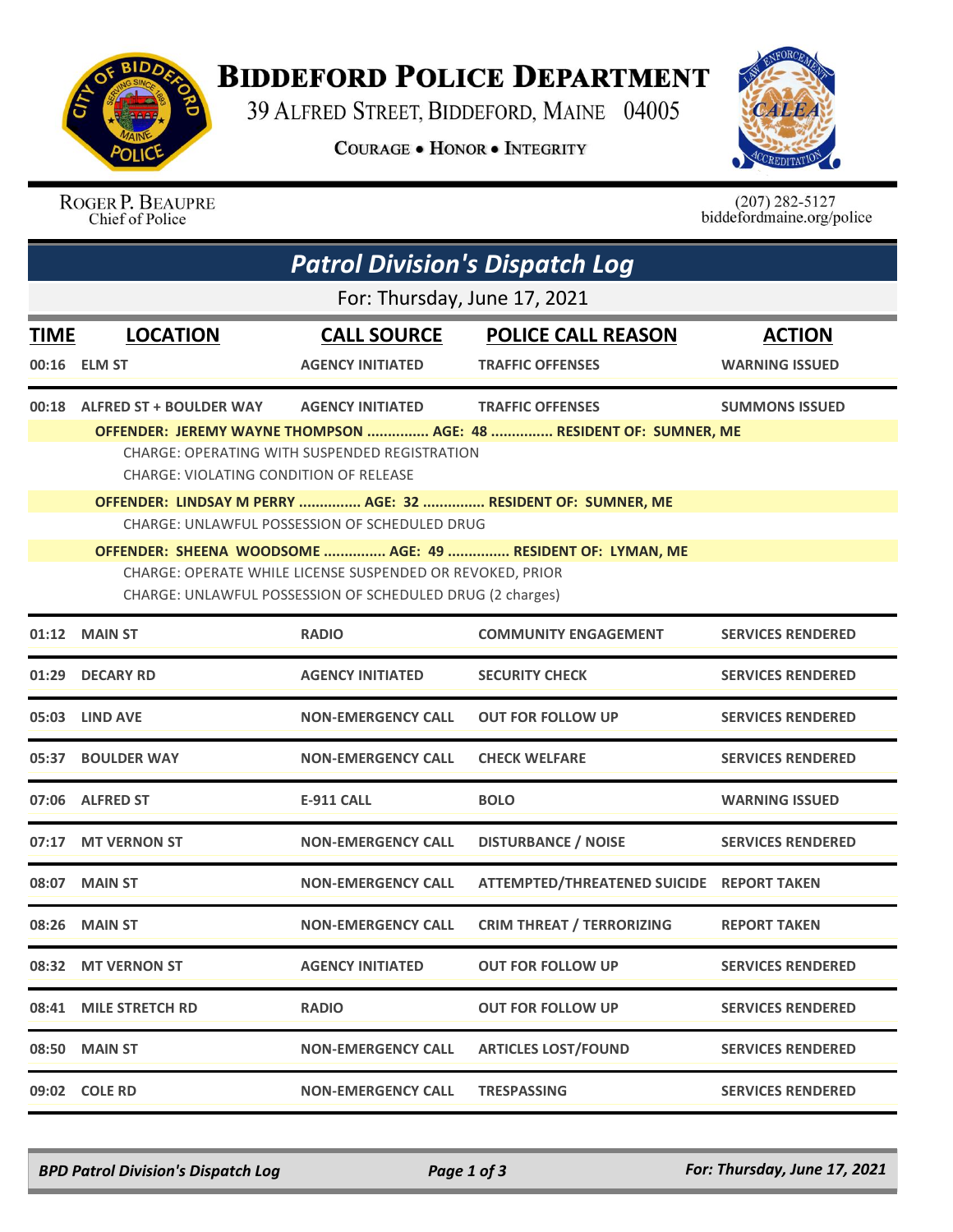# BIDDEFORD POLICE DEPARTMENT

39 ALFRED STREET, BIDDEFORD, MAINE 04005

COURAGE • HONOR • INTEGRITY

ROGER P. BEAUPRE
Chief of Police

(207) 282-5127
biddefordmaine.org/police

## *Patrol Division's Dispatch Log*

For: Thursday, June 17, 2021

| TIME | LOCATION | CALL SOURCE | POLICE CALL REASON | ACTION |
|---|---|---|---|---|
| 00:16 | ELM ST | AGENCY INITIATED | TRAFFIC OFFENSES | WARNING ISSUED |
| 00:18 | ALFRED ST + BOULDER WAY | AGENCY INITIATED | TRAFFIC OFFENSES | SUMMONS ISSUED |

**OFFENDER: JEREMY WAYNE THOMPSON ............... AGE: 48 ............... RESIDENT OF: SUMNER, ME**
CHARGE: OPERATING WITH SUSPENDED REGISTRATION
CHARGE: VIOLATING CONDITION OF RELEASE

**OFFENDER: LINDSAY M PERRY ............... AGE: 32 ............... RESIDENT OF: SUMNER, ME**
CHARGE: UNLAWFUL POSSESSION OF SCHEDULED DRUG

**OFFENDER: SHEENA WOODSOME ............... AGE: 49 ............... RESIDENT OF: LYMAN, ME**
CHARGE: OPERATE WHILE LICENSE SUSPENDED OR REVOKED, PRIOR
CHARGE: UNLAWFUL POSSESSION OF SCHEDULED DRUG (2 charges)

| TIME | LOCATION | CALL SOURCE | POLICE CALL REASON | ACTION |
|---|---|---|---|---|
| 01:12 | MAIN ST | RADIO | COMMUNITY ENGAGEMENT | SERVICES RENDERED |
| 01:29 | DECARY RD | AGENCY INITIATED | SECURITY CHECK | SERVICES RENDERED |
| 05:03 | LIND AVE | NON-EMERGENCY CALL | OUT FOR FOLLOW UP | SERVICES RENDERED |
| 05:37 | BOULDER WAY | NON-EMERGENCY CALL | CHECK WELFARE | SERVICES RENDERED |
| 07:06 | ALFRED ST | E-911 CALL | BOLO | WARNING ISSUED |
| 07:17 | MT VERNON ST | NON-EMERGENCY CALL | DISTURBANCE / NOISE | SERVICES RENDERED |
| 08:07 | MAIN ST | NON-EMERGENCY CALL | ATTEMPTED/THREATENED SUICIDE | REPORT TAKEN |
| 08:26 | MAIN ST | NON-EMERGENCY CALL | CRIM THREAT / TERRORIZING | REPORT TAKEN |
| 08:32 | MT VERNON ST | AGENCY INITIATED | OUT FOR FOLLOW UP | SERVICES RENDERED |
| 08:41 | MILE STRETCH RD | RADIO | OUT FOR FOLLOW UP | SERVICES RENDERED |
| 08:50 | MAIN ST | NON-EMERGENCY CALL | ARTICLES LOST/FOUND | SERVICES RENDERED |
| 09:02 | COLE RD | NON-EMERGENCY CALL | TRESPASSING | SERVICES RENDERED |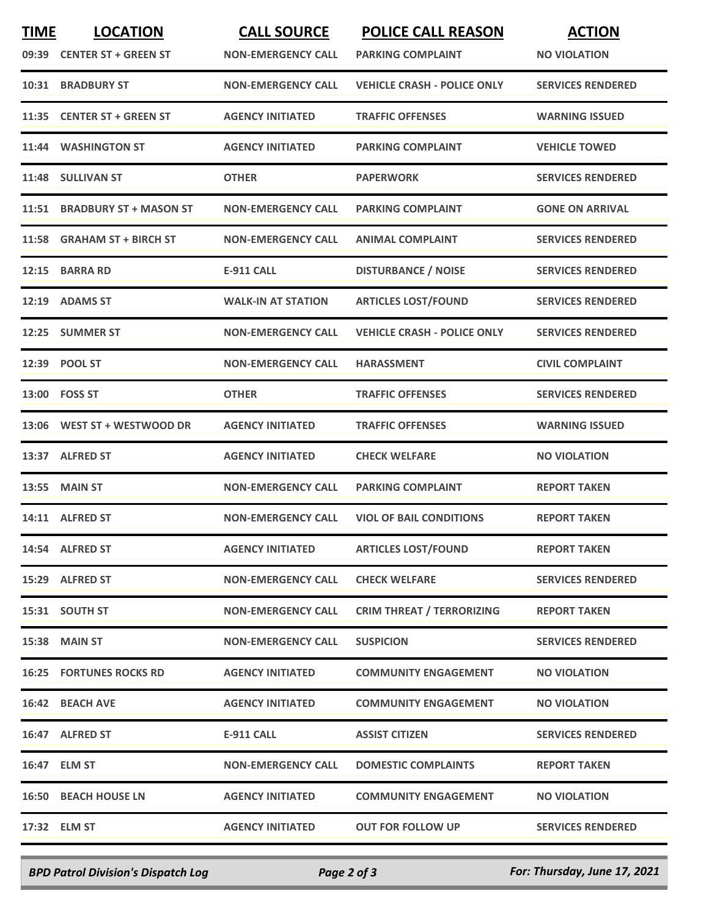| TIME | LOCATION | CALL SOURCE | POLICE CALL REASON | ACTION |
| --- | --- | --- | --- | --- |
| 09:39 | CENTER ST + GREEN ST | NON-EMERGENCY CALL | PARKING COMPLAINT | NO VIOLATION |
| 10:31 | BRADBURY ST | NON-EMERGENCY CALL | VEHICLE CRASH - POLICE ONLY | SERVICES RENDERED |
| 11:35 | CENTER ST + GREEN ST | AGENCY INITIATED | TRAFFIC OFFENSES | WARNING ISSUED |
| 11:44 | WASHINGTON ST | AGENCY INITIATED | PARKING COMPLAINT | VEHICLE TOWED |
| 11:48 | SULLIVAN ST | OTHER | PAPERWORK | SERVICES RENDERED |
| 11:51 | BRADBURY ST + MASON ST | NON-EMERGENCY CALL | PARKING COMPLAINT | GONE ON ARRIVAL |
| 11:58 | GRAHAM ST + BIRCH ST | NON-EMERGENCY CALL | ANIMAL COMPLAINT | SERVICES RENDERED |
| 12:15 | BARRA RD | E-911 CALL | DISTURBANCE / NOISE | SERVICES RENDERED |
| 12:19 | ADAMS ST | WALK-IN AT STATION | ARTICLES LOST/FOUND | SERVICES RENDERED |
| 12:25 | SUMMER ST | NON-EMERGENCY CALL | VEHICLE CRASH - POLICE ONLY | SERVICES RENDERED |
| 12:39 | POOL ST | NON-EMERGENCY CALL | HARASSMENT | CIVIL COMPLAINT |
| 13:00 | FOSS ST | OTHER | TRAFFIC OFFENSES | SERVICES RENDERED |
| 13:06 | WEST ST + WESTWOOD DR | AGENCY INITIATED | TRAFFIC OFFENSES | WARNING ISSUED |
| 13:37 | ALFRED ST | AGENCY INITIATED | CHECK WELFARE | NO VIOLATION |
| 13:55 | MAIN ST | NON-EMERGENCY CALL | PARKING COMPLAINT | REPORT TAKEN |
| 14:11 | ALFRED ST | NON-EMERGENCY CALL | VIOL OF BAIL CONDITIONS | REPORT TAKEN |
| 14:54 | ALFRED ST | AGENCY INITIATED | ARTICLES LOST/FOUND | REPORT TAKEN |
| 15:29 | ALFRED ST | NON-EMERGENCY CALL | CHECK WELFARE | SERVICES RENDERED |
| 15:31 | SOUTH ST | NON-EMERGENCY CALL | CRIM THREAT / TERRORIZING | REPORT TAKEN |
| 15:38 | MAIN ST | NON-EMERGENCY CALL | SUSPICION | SERVICES RENDERED |
| 16:25 | FORTUNES ROCKS RD | AGENCY INITIATED | COMMUNITY ENGAGEMENT | NO VIOLATION |
| 16:42 | BEACH AVE | AGENCY INITIATED | COMMUNITY ENGAGEMENT | NO VIOLATION |
| 16:47 | ALFRED ST | E-911 CALL | ASSIST CITIZEN | SERVICES RENDERED |
| 16:47 | ELM ST | NON-EMERGENCY CALL | DOMESTIC COMPLAINTS | REPORT TAKEN |
| 16:50 | BEACH HOUSE LN | AGENCY INITIATED | COMMUNITY ENGAGEMENT | NO VIOLATION |
| 17:32 | ELM ST | AGENCY INITIATED | OUT FOR FOLLOW UP | SERVICES RENDERED |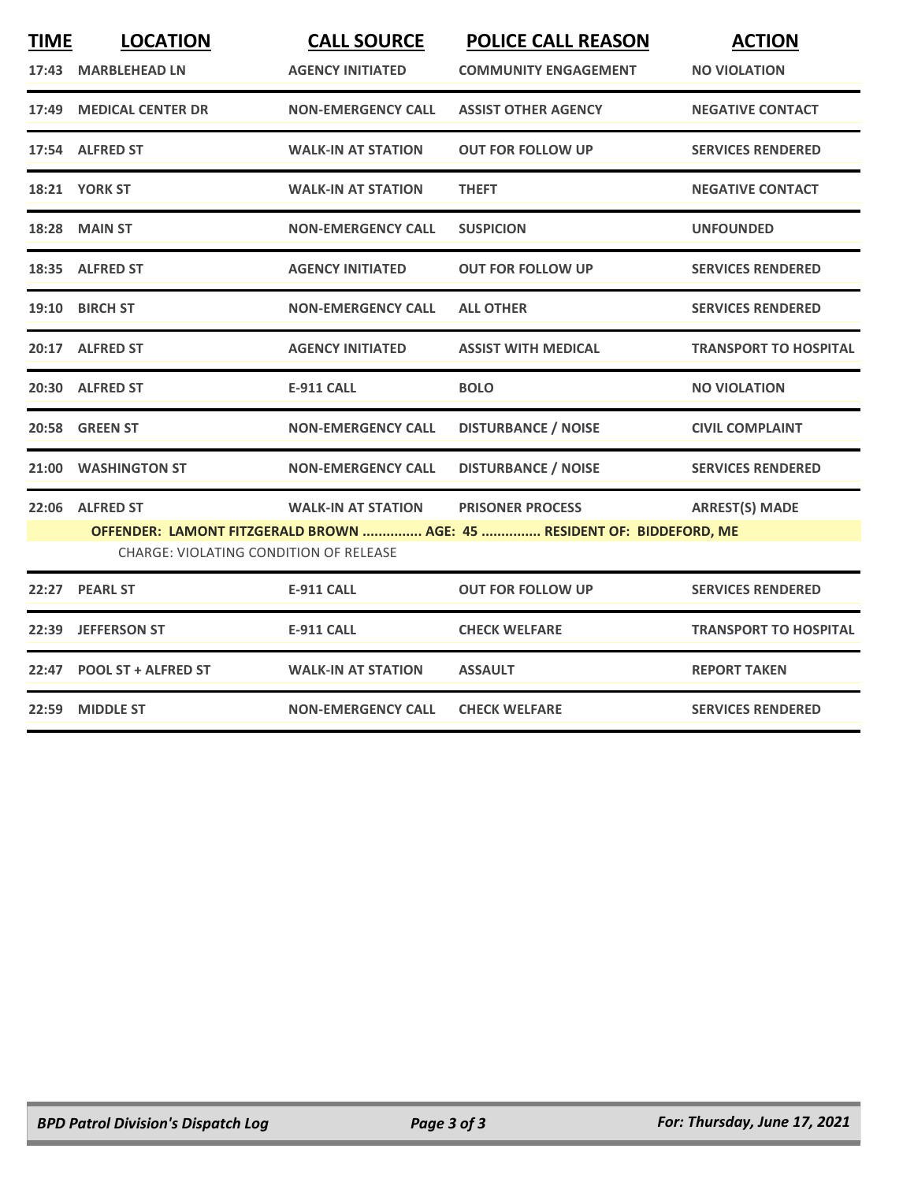| TIME | LOCATION | CALL SOURCE | POLICE CALL REASON | ACTION |
|---|---|---|---|---|
| 17:43 | MARBLEHEAD LN | AGENCY INITIATED | COMMUNITY ENGAGEMENT | NO VIOLATION |
| 17:49 | MEDICAL CENTER DR | NON-EMERGENCY CALL | ASSIST OTHER AGENCY | NEGATIVE CONTACT |
| 17:54 | ALFRED ST | WALK-IN AT STATION | OUT FOR FOLLOW UP | SERVICES RENDERED |
| 18:21 | YORK ST | WALK-IN AT STATION | THEFT | NEGATIVE CONTACT |
| 18:28 | MAIN ST | NON-EMERGENCY CALL | SUSPICION | UNFOUNDED |
| 18:35 | ALFRED ST | AGENCY INITIATED | OUT FOR FOLLOW UP | SERVICES RENDERED |
| 19:10 | BIRCH ST | NON-EMERGENCY CALL | ALL OTHER | SERVICES RENDERED |
| 20:17 | ALFRED ST | AGENCY INITIATED | ASSIST WITH MEDICAL | TRANSPORT TO HOSPITAL |
| 20:30 | ALFRED ST | E-911 CALL | BOLO | NO VIOLATION |
| 20:58 | GREEN ST | NON-EMERGENCY CALL | DISTURBANCE / NOISE | CIVIL COMPLAINT |
| 21:00 | WASHINGTON ST | NON-EMERGENCY CALL | DISTURBANCE / NOISE | SERVICES RENDERED |
| 22:06 | ALFRED ST | WALK-IN AT STATION | PRISONER PROCESS | ARREST(S) MADE |
| | OFFENDER: LAMONT FITZGERALD BROWN ............... AGE: 45 ............... RESIDENT OF: BIDDEFORD, ME | | | |
| | CHARGE: VIOLATING CONDITION OF RELEASE | | | |
| 22:27 | PEARL ST | E-911 CALL | OUT FOR FOLLOW UP | SERVICES RENDERED |
| 22:39 | JEFFERSON ST | E-911 CALL | CHECK WELFARE | TRANSPORT TO HOSPITAL |
| 22:47 | POOL ST + ALFRED ST | WALK-IN AT STATION | ASSAULT | REPORT TAKEN |
| 22:59 | MIDDLE ST | NON-EMERGENCY CALL | CHECK WELFARE | SERVICES RENDERED |